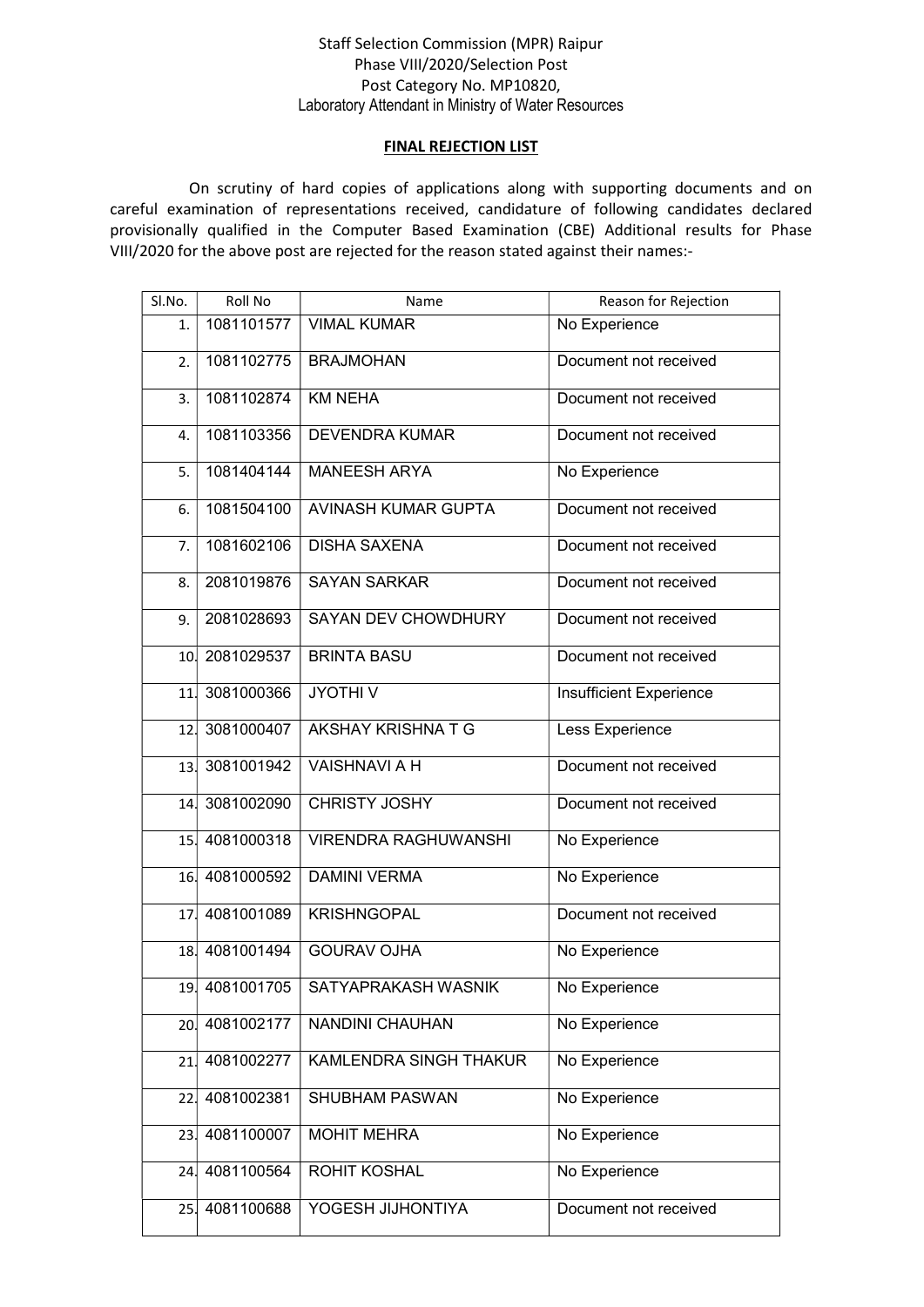Staff Selection Commission (MPR) Raipur
Phase VIII/2020/Selection Post
Post Category No. MP10820,
Laboratory Attendant in Ministry of Water Resources

## FINAL REJECTION LIST

On scrutiny of hard copies of applications along with supporting documents and on careful examination of representations received, candidature of following candidates declared provisionally qualified in the Computer Based Examination (CBE) Additional results for Phase VIII/2020 for the above post are rejected for the reason stated against their names:-

| Sl.No. | Roll No | Name | Reason for Rejection |
|---|---|---|---|
| 1. | 1081101577 | VIMAL KUMAR | No Experience |
| 2. | 1081102775 | BRAJMOHAN | Document not received |
| 3. | 1081102874 | KM NEHA | Document not received |
| 4. | 1081103356 | DEVENDRA KUMAR | Document not received |
| 5. | 1081404144 | MANEESH ARYA | No Experience |
| 6. | 1081504100 | AVINASH KUMAR GUPTA | Document not received |
| 7. | 1081602106 | DISHA SAXENA | Document not received |
| 8. | 2081019876 | SAYAN SARKAR | Document not received |
| 9. | 2081028693 | SAYAN DEV CHOWDHURY | Document not received |
| 10. | 2081029537 | BRINTA BASU | Document not received |
| 11. | 3081000366 | JYOTHI V | Insufficient Experience |
| 12. | 3081000407 | AKSHAY KRISHNA T G | Less Experience |
| 13. | 3081001942 | VAISHNAVI A H | Document not received |
| 14. | 3081002090 | CHRISTY JOSHY | Document not received |
| 15. | 4081000318 | VIRENDRA RAGHUWANSHI | No Experience |
| 16. | 4081000592 | DAMINI VERMA | No Experience |
| 17. | 4081001089 | KRISHNGOPAL | Document not received |
| 18. | 4081001494 | GOURAV OJHA | No Experience |
| 19. | 4081001705 | SATYAPRAKASH WASNIK | No Experience |
| 20. | 4081002177 | NANDINI CHAUHAN | No Experience |
| 21. | 4081002277 | KAMLENDRA SINGH THAKUR | No Experience |
| 22. | 4081002381 | SHUBHAM PASWAN | No Experience |
| 23. | 4081100007 | MOHIT MEHRA | No Experience |
| 24. | 4081100564 | ROHIT KOSHAL | No Experience |
| 25. | 4081100688 | YOGESH JIJHONTIYA | Document not received |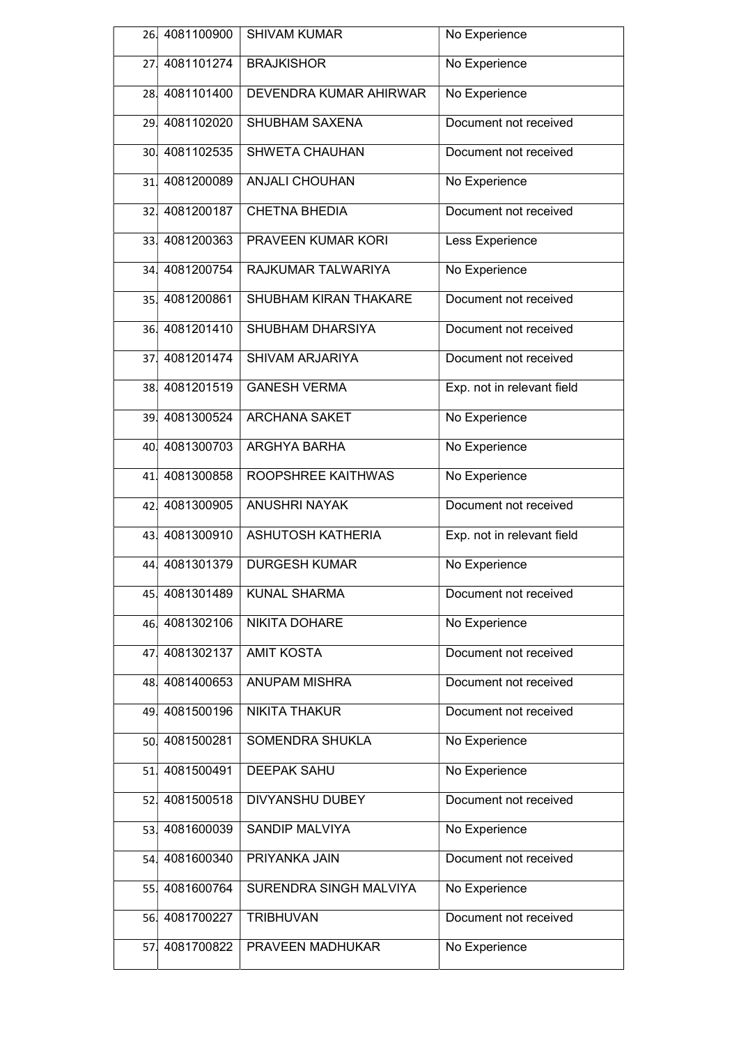| | | | |
|---|---|---|---|
| 26. | 4081100900 | SHIVAM KUMAR | No Experience |
| 27. | 4081101274 | BRAJKISHOR | No Experience |
| 28. | 4081101400 | DEVENDRA KUMAR AHIRWAR | No Experience |
| 29. | 4081102020 | SHUBHAM SAXENA | Document not received |
| 30. | 4081102535 | SHWETA CHAUHAN | Document not received |
| 31. | 4081200089 | ANJALI CHOUHAN | No Experience |
| 32. | 4081200187 | CHETNA BHEDIA | Document not received |
| 33. | 4081200363 | PRAVEEN KUMAR KORI | Less Experience |
| 34. | 4081200754 | RAJKUMAR TALWARIYA | No Experience |
| 35. | 4081200861 | SHUBHAM KIRAN THAKARE | Document not received |
| 36. | 4081201410 | SHUBHAM DHARSIYA | Document not received |
| 37. | 4081201474 | SHIVAM ARJARIYA | Document not received |
| 38. | 4081201519 | GANESH VERMA | Exp. not in relevant field |
| 39. | 4081300524 | ARCHANA SAKET | No Experience |
| 40. | 4081300703 | ARGHYA BARHA | No Experience |
| 41. | 4081300858 | ROOPSHREE KAITHWAS | No Experience |
| 42. | 4081300905 | ANUSHRI NAYAK | Document not received |
| 43. | 4081300910 | ASHUTOSH KATHERIA | Exp. not in relevant field |
| 44. | 4081301379 | DURGESH KUMAR | No Experience |
| 45. | 4081301489 | KUNAL SHARMA | Document not received |
| 46. | 4081302106 | NIKITA DOHARE | No Experience |
| 47. | 4081302137 | AMIT KOSTA | Document not received |
| 48. | 4081400653 | ANUPAM MISHRA | Document not received |
| 49. | 4081500196 | NIKITA THAKUR | Document not received |
| 50. | 4081500281 | SOMENDRA SHUKLA | No Experience |
| 51. | 4081500491 | DEEPAK SAHU | No Experience |
| 52. | 4081500518 | DIVYANSHU DUBEY | Document not received |
| 53. | 4081600039 | SANDIP MALVIYA | No Experience |
| 54. | 4081600340 | PRIYANKA JAIN | Document not received |
| 55. | 4081600764 | SURENDRA SINGH MALVIYA | No Experience |
| 56. | 4081700227 | TRIBHUVAN | Document not received |
| 57. | 4081700822 | PRAVEEN MADHUKAR | No Experience |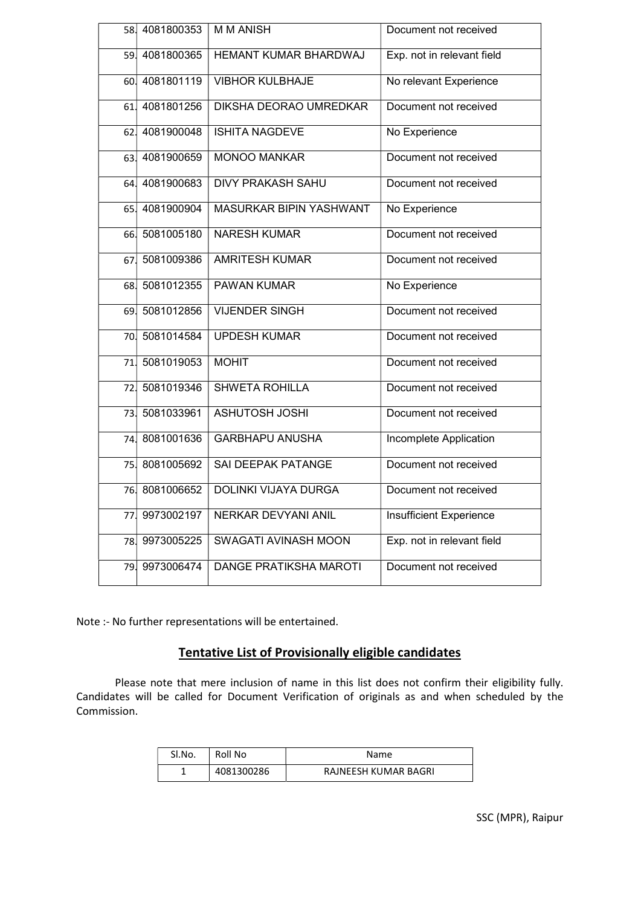| | | | |
|---|---|---|---|
| 58. | 4081800353 | M M ANISH | Document not received |
| 59. | 4081800365 | HEMANT KUMAR BHARDWAJ | Exp. not in relevant field |
| 60. | 4081801119 | VIBHOR KULBHAJE | No relevant Experience |
| 61. | 4081801256 | DIKSHA DEORAO UMREDKAR | Document not received |
| 62. | 4081900048 | ISHITA NAGDEVE | No Experience |
| 63. | 4081900659 | MONOO MANKAR | Document not received |
| 64. | 4081900683 | DIVY PRAKASH SAHU | Document not received |
| 65. | 4081900904 | MASURKAR BIPIN YASHWANT | No Experience |
| 66. | 5081005180 | NARESH KUMAR | Document not received |
| 67. | 5081009386 | AMRITESH KUMAR | Document not received |
| 68. | 5081012355 | PAWAN KUMAR | No Experience |
| 69. | 5081012856 | VIJENDER SINGH | Document not received |
| 70. | 5081014584 | UPDESH KUMAR | Document not received |
| 71. | 5081019053 | MOHIT | Document not received |
| 72. | 5081019346 | SHWETA ROHILLA | Document not received |
| 73. | 5081033961 | ASHUTOSH JOSHI | Document not received |
| 74. | 8081001636 | GARBHAPU ANUSHA | Incomplete Application |
| 75. | 8081005692 | SAI DEEPAK PATANGE | Document not received |
| 76. | 8081006652 | DOLINKI VIJAYA DURGA | Document not received |
| 77. | 9973002197 | NERKAR DEVYANI ANIL | Insufficient Experience |
| 78. | 9973005225 | SWAGATI AVINASH MOON | Exp. not in relevant field |
| 79. | 9973006474 | DANGE PRATIKSHA MAROTI | Document not received |

Note :- No further representations will be entertained.

## Tentative List of Provisionally eligible candidates

Please note that mere inclusion of name in this list does not confirm their eligibility fully. Candidates will be called for Document Verification of originals as and when scheduled by the Commission.

| Sl.No. | Roll No | Name |
|---|---|---|
| 1 | 4081300286 | RAJNEESH KUMAR BAGRI |

SSC (MPR), Raipur